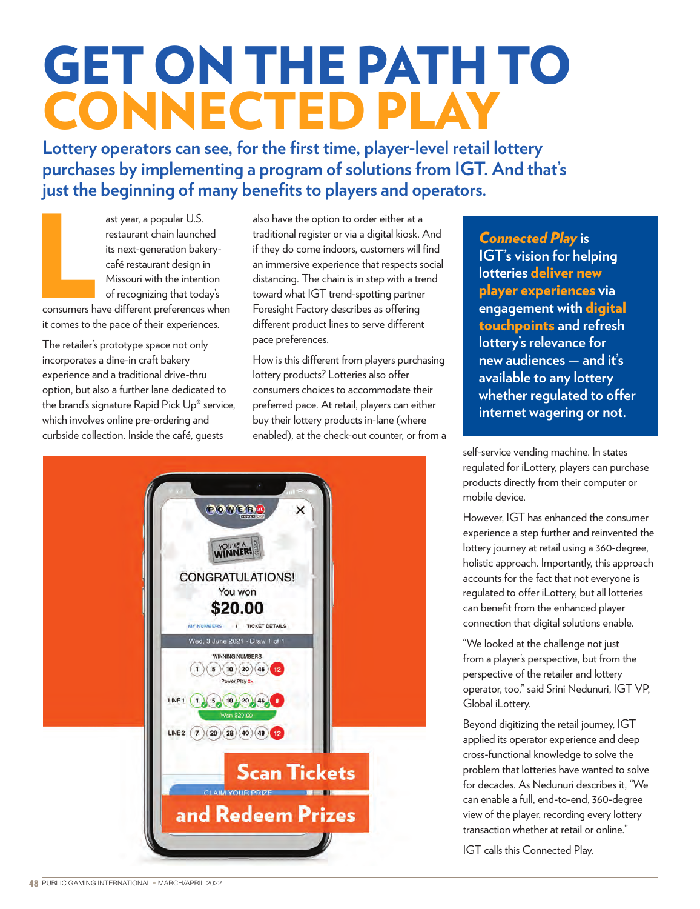# GET ON THE PATH TO CONNECTED PLAY

**Lottery operators can see, for the first time, player-level retail lottery purchases by implementing a program of solutions from IGT. And that's just the beginning of many benefits to players and operators.**

Last year, a popular U.S. restaurant chain launched its next-generation bakery-café restaurant design in Missouri with the intention of recognizing that today's consumers have different preferences when it comes to the pace of their experiences.

The retailer's prototype space not only incorporates a dine-in craft bakery experience and a traditional drive-thru option, but also a further lane dedicated to the brand's signature Rapid Pick Up® service, which involves online pre-ordering and curbside collection. Inside the café, guests also have the option to order either at a traditional register or via a digital kiosk. And if they do come indoors, customers will find an immersive experience that respects social distancing. The chain is in step with a trend toward what IGT trend-spotting partner Foresight Factory describes as offering different product lines to serve different pace preferences.

How is this different from players purchasing lottery products? Lotteries also offer consumers choices to accommodate their preferred pace. At retail, players can either buy their lottery products in-lane (where enabled), at the check-out counter, or from a self-service vending machine. In states regulated for iLottery, players can purchase products directly from their computer or mobile device.

> ***Connected Play*** **is IGT's vision for helping lotteries deliver new player experiences via engagement with digital touchpoints and refresh lottery's relevance for new audiences — and it's available to any lottery whether regulated to offer internet wagering or not.**

However, IGT has enhanced the consumer experience a step further and reinvented the lottery journey at retail using a 360-degree, holistic approach. Importantly, this approach accounts for the fact that not everyone is regulated to offer iLottery, but all lotteries can benefit from the enhanced player connection that digital solutions enable.

"We looked at the challenge not just from a player's perspective, but from the perspective of the retailer and lottery operator, too," said Srini Nedunuri, IGT VP, Global iLottery.

Beyond digitizing the retail journey, IGT applied its operator experience and deep cross-functional knowledge to solve the problem that lotteries have wanted to solve for decades. As Nedunuri describes it, "We can enable a full, end-to-end, 360-degree view of the player, recording every lottery transaction whether at retail or online."

IGT calls this Connected Play.

**Scan Tickets and Redeem Prizes**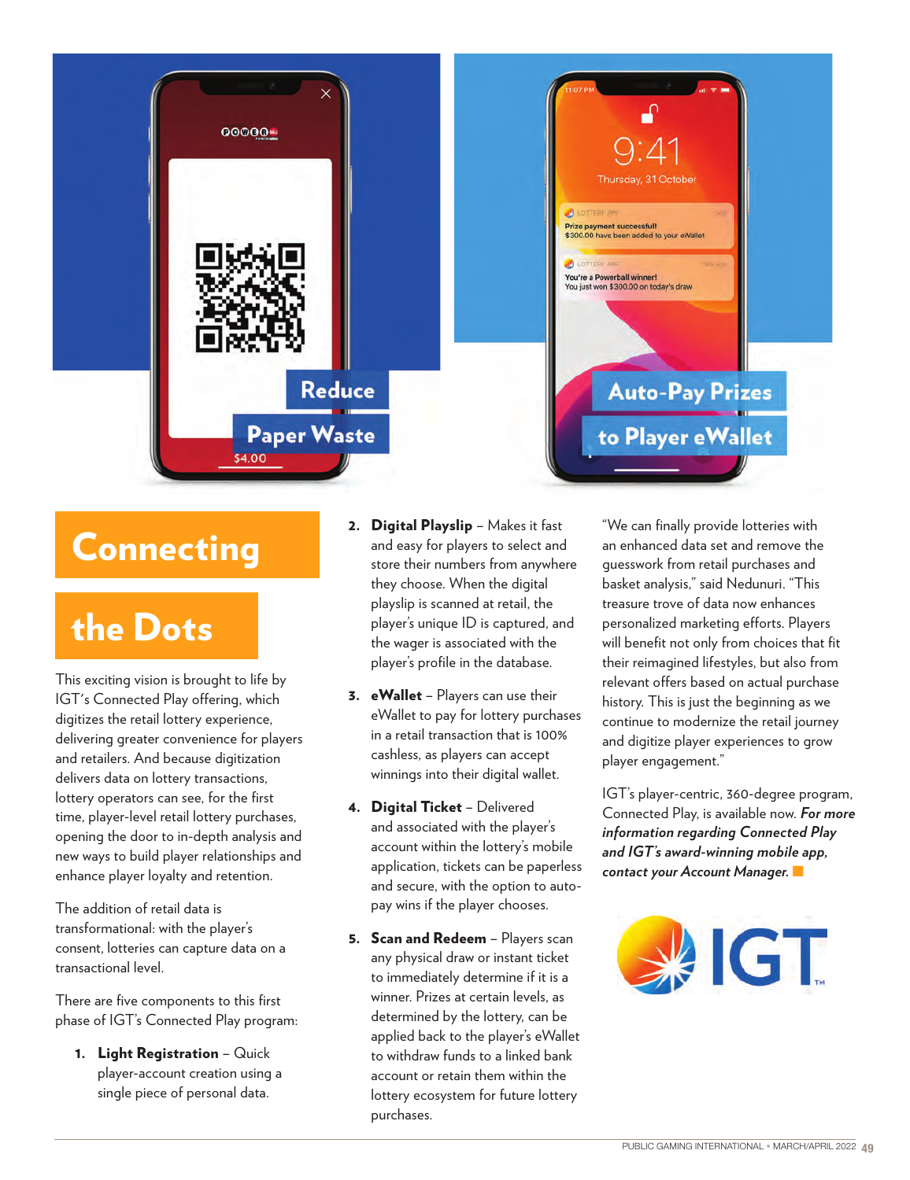Reduce Paper Waste

Auto-Pay Prizes to Player eWallet

# Connecting the Dots

This exciting vision is brought to life by IGT's Connected Play offering, which digitizes the retail lottery experience, delivering greater convenience for players and retailers. And because digitization delivers data on lottery transactions, lottery operators can see, for the first time, player-level retail lottery purchases, opening the door to in-depth analysis and new ways to build player relationships and enhance player loyalty and retention.

The addition of retail data is transformational: with the player's consent, lotteries can capture data on a transactional level.

There are five components to this first phase of IGT's Connected Play program:

1. **Light Registration** – Quick player-account creation using a single piece of personal data.

2. **Digital Playslip** – Makes it fast and easy for players to select and store their numbers from anywhere they choose. When the digital playslip is scanned at retail, the player's unique ID is captured, and the wager is associated with the player's profile in the database.

3. **eWallet** – Players can use their eWallet to pay for lottery purchases in a retail transaction that is 100% cashless, as players can accept winnings into their digital wallet.

4. **Digital Ticket** – Delivered and associated with the player's account within the lottery's mobile application, tickets can be paperless and secure, with the option to auto-pay wins if the player chooses.

5. **Scan and Redeem** – Players scan any physical draw or instant ticket to immediately determine if it is a winner. Prizes at certain levels, as determined by the lottery, can be applied back to the player's eWallet to withdraw funds to a linked bank account or retain them within the lottery ecosystem for future lottery purchases.

"We can finally provide lotteries with an enhanced data set and remove the guesswork from retail purchases and basket analysis," said Nedunuri. "This treasure trove of data now enhances personalized marketing efforts. Players will benefit not only from choices that fit their reimagined lifestyles, but also from relevant offers based on actual purchase history. This is just the beginning as we continue to modernize the retail journey and digitize player experiences to grow player engagement."

IGT's player-centric, 360-degree program, Connected Play, is available now. ***For more information regarding Connected Play and IGT's award-winning mobile app, contact your Account Manager.***

IGT